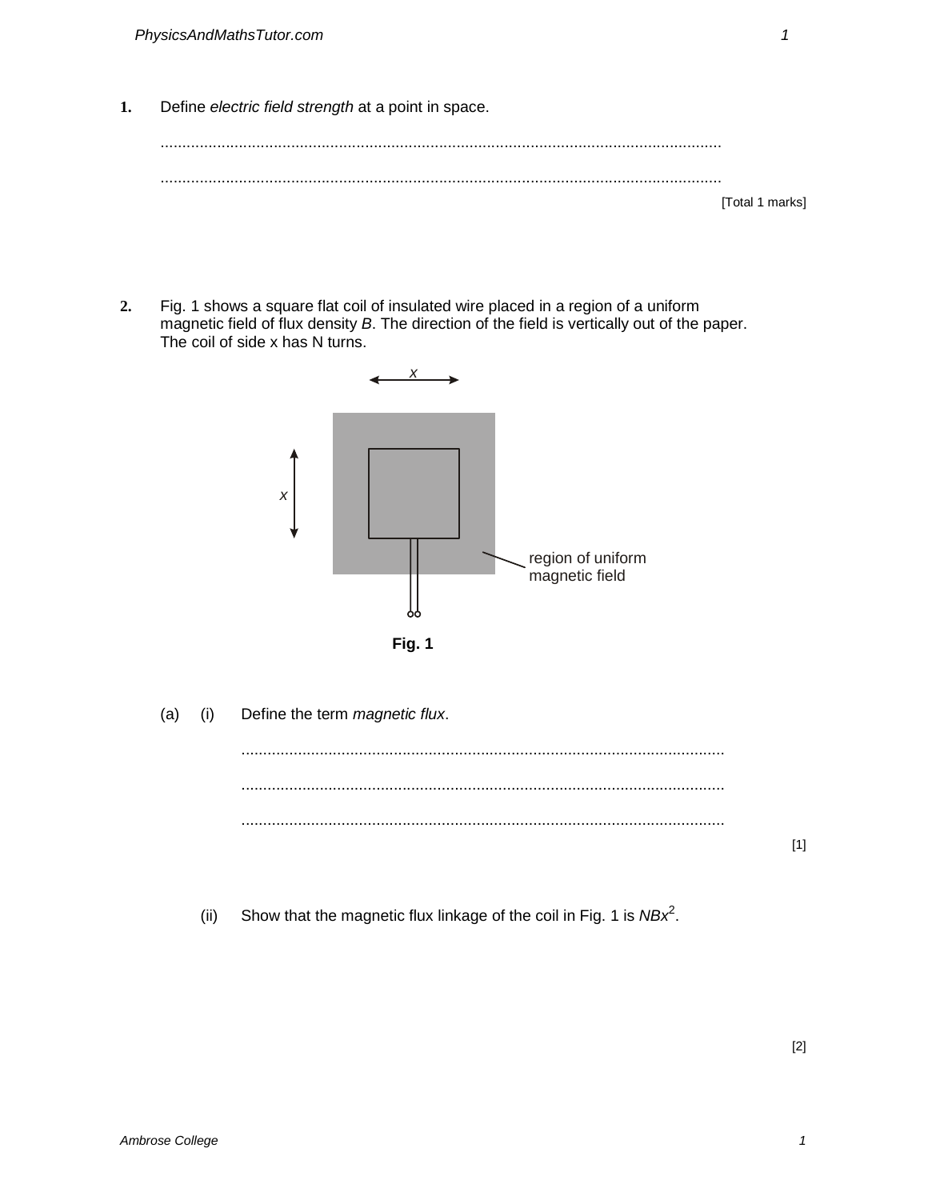1. Define *electric field strength* at a point in space.

................................................................................................................................

................................................................................................................................

[Total 1 marks]

2. Fig. 1 shows a square flat coil of insulated wire placed in a region of a uniform magnetic field of flux density $B$. The direction of the field is vertically out of the paper. The coil of side x has N turns.

x

x

region of uniform magnetic field

**Fig. 1**

(a) (i) Define the term *magnetic flux*.

................................................................................................................

................................................................................................................

................................................................................................................

[1]

(ii) Show that the magnetic flux linkage of the coil in Fig. 1 is $NBx^2$.

[2]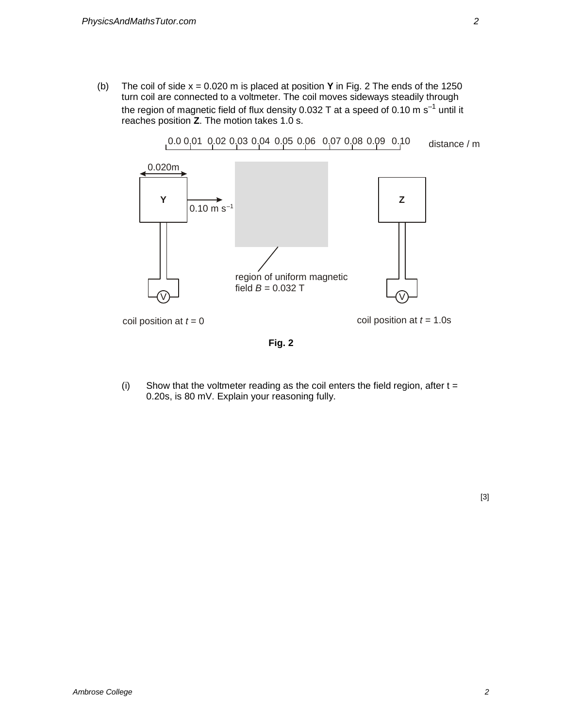(b) The coil of side x = 0.020 m is placed at position **Y** in Fig. 2 The ends of the 1250 turn coil are connected to a voltmeter. The coil moves sideways steadily through the region of magnetic field of flux density 0.032 T at a speed of 0.10 m s$^{-1}$ until it reaches position **Z**. The motion takes 1.0 s.

0.0 0.01 0.02 0.03 0.04 0.05 0.06 0.07 0.08 0.09 0.10 distance / m

0.020m

Y

0.10 m s$^{-1}$

Z

region of uniform magnetic field $B$ = 0.032 T

coil position at $t$ = 0

coil position at $t$ = 1.0s

**Fig. 2**

(i) Show that the voltmeter reading as the coil enters the field region, after t = 0.20s, is 80 mV. Explain your reasoning fully.

[3]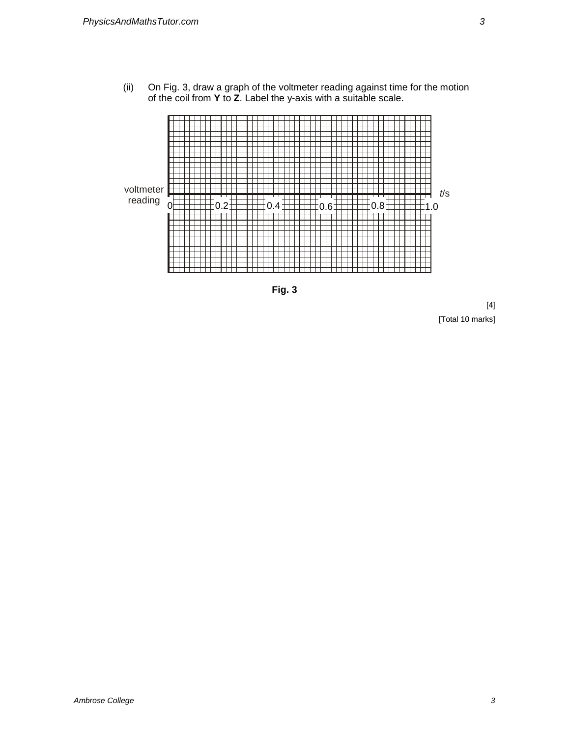(ii) On Fig. 3, draw a graph of the voltmeter reading against time for the motion of the coil from **Y** to **Z**. Label the y-axis with a suitable scale.

voltmeter reading

$t$/s

0 0.2 0.4 0.6 0.8 1.0

**Fig. 3**

[4]

[Total 10 marks]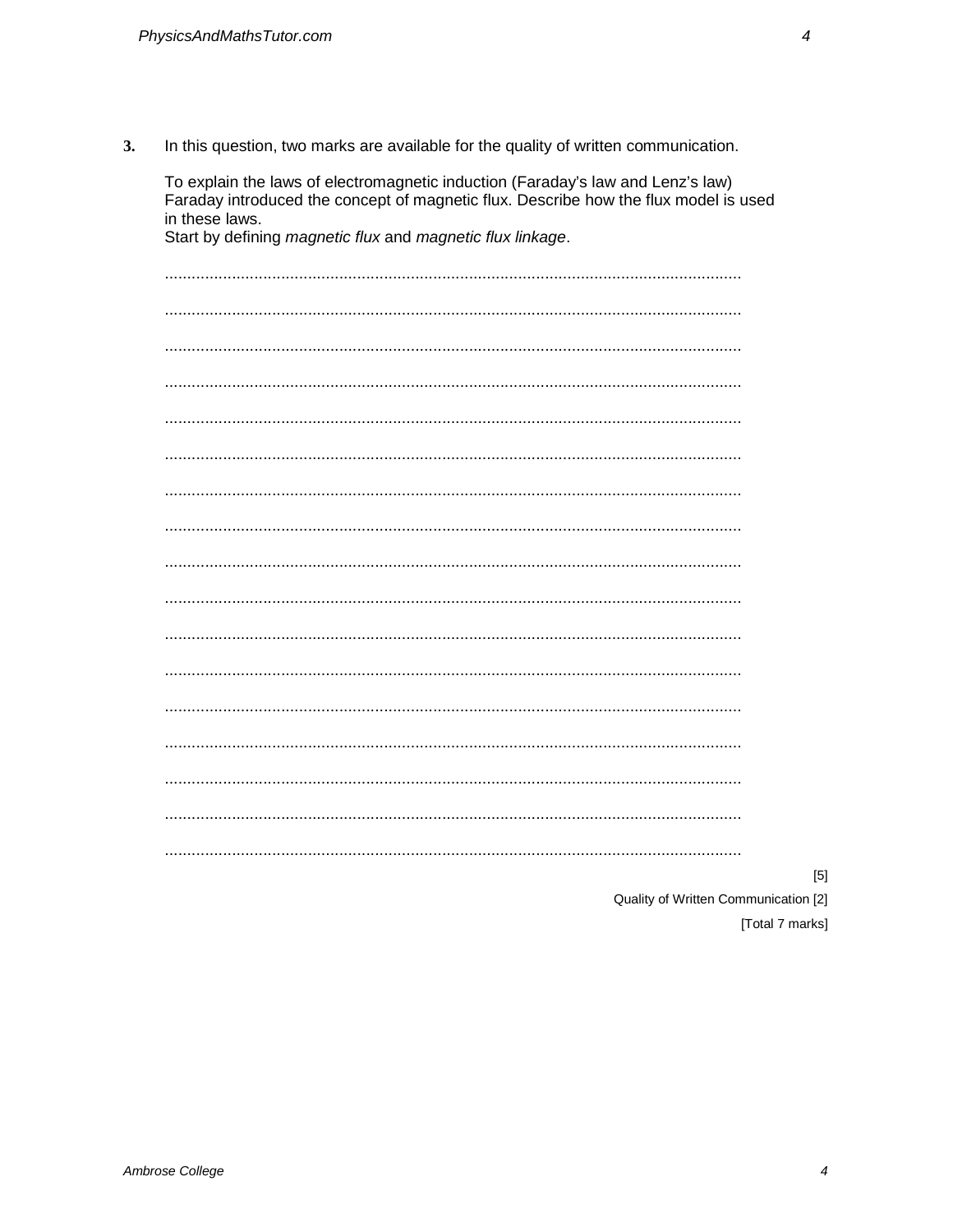**3.** In this question, two marks are available for the quality of written communication.

To explain the laws of electromagnetic induction (Faraday's law and Lenz's law) Faraday introduced the concept of magnetic flux. Describe how the flux model is used in these laws.
Start by defining *magnetic flux* and *magnetic flux linkage*.

................................................................................................................................

................................................................................................................................

................................................................................................................................

................................................................................................................................

................................................................................................................................

................................................................................................................................

................................................................................................................................

................................................................................................................................

................................................................................................................................

................................................................................................................................

................................................................................................................................

................................................................................................................................

................................................................................................................................

................................................................................................................................

................................................................................................................................

................................................................................................................................

................................................................................................................................

[5]

Quality of Written Communication [2]

[Total 7 marks]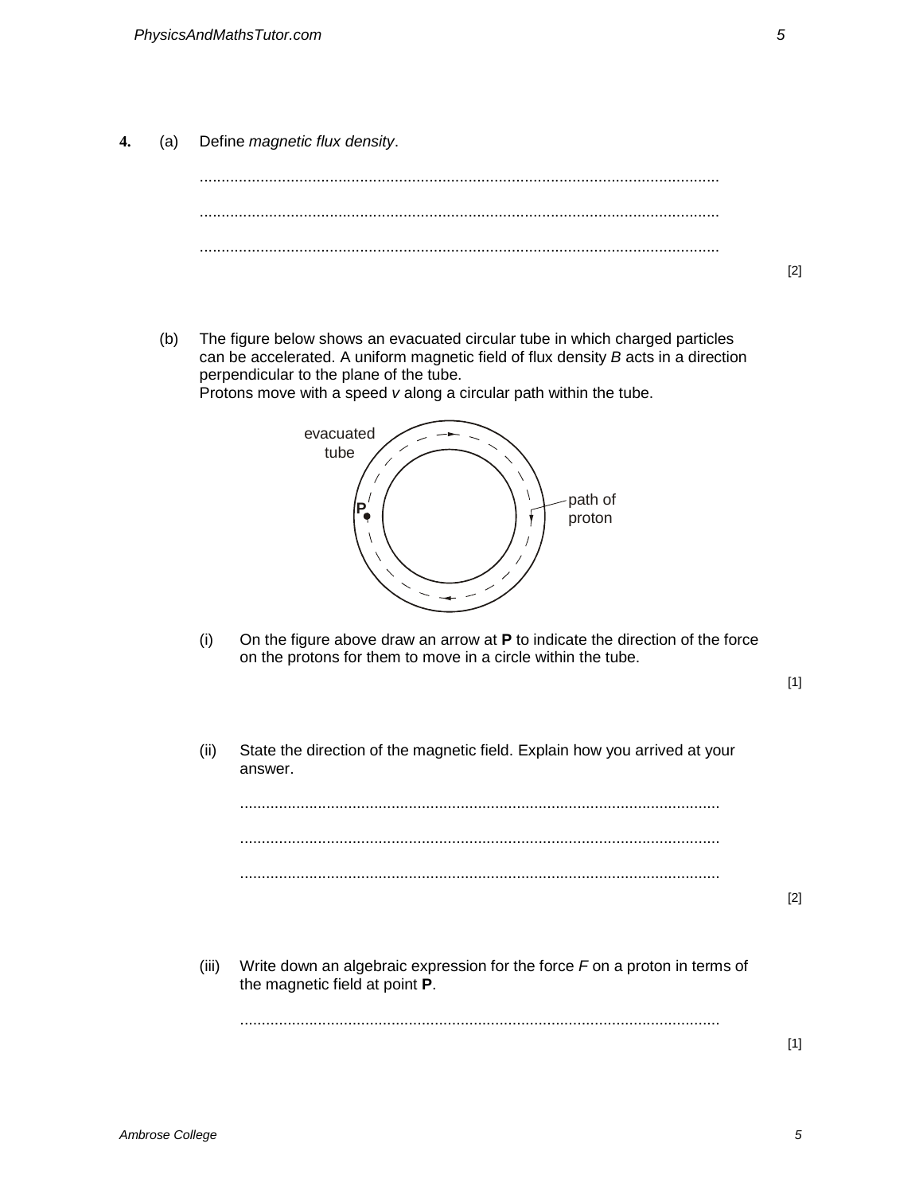**4.** (a) Define *magnetic flux density*.

..........................................................................................................................

..........................................................................................................................

..........................................................................................................................

[2]

(b) The figure below shows an evacuated circular tube in which charged particles can be accelerated. A uniform magnetic field of flux density $B$ acts in a direction perpendicular to the plane of the tube.
Protons move with a speed $v$ along a circular path within the tube.

evacuated tube

P

path of proton

(i) On the figure above draw an arrow at **P** to indicate the direction of the force on the protons for them to move in a circle within the tube.

[1]

(ii) State the direction of the magnetic field. Explain how you arrived at your answer.

..........................................................................................................................

..........................................................................................................................

..........................................................................................................................

[2]

(iii) Write down an algebraic expression for the force $F$ on a proton in terms of the magnetic field at point **P**.

..........................................................................................................................

[1]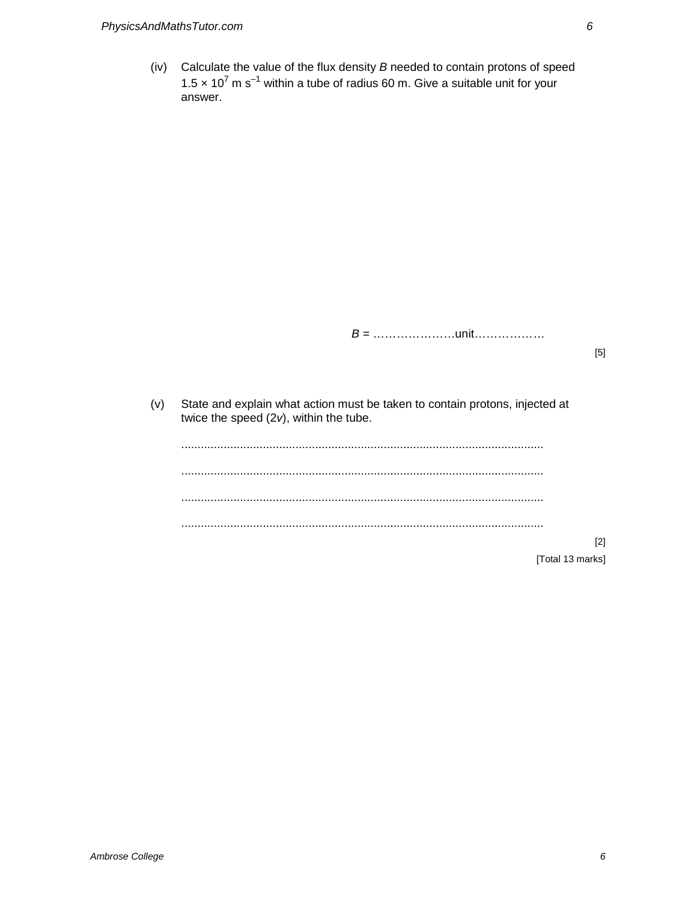(iv) Calculate the value of the flux density $B$ needed to contain protons of speed $1.5 \times 10^7$ m s$^{-1}$ within a tube of radius 60 m. Give a suitable unit for your answer.

$B$ = ………………….unit………………

[5]

(v) State and explain what action must be taken to contain protons, injected at twice the speed ($2v$), within the tube.

...............................................................................................................

...............................................................................................................

...............................................................................................................

...............................................................................................................

[2]

[Total 13 marks]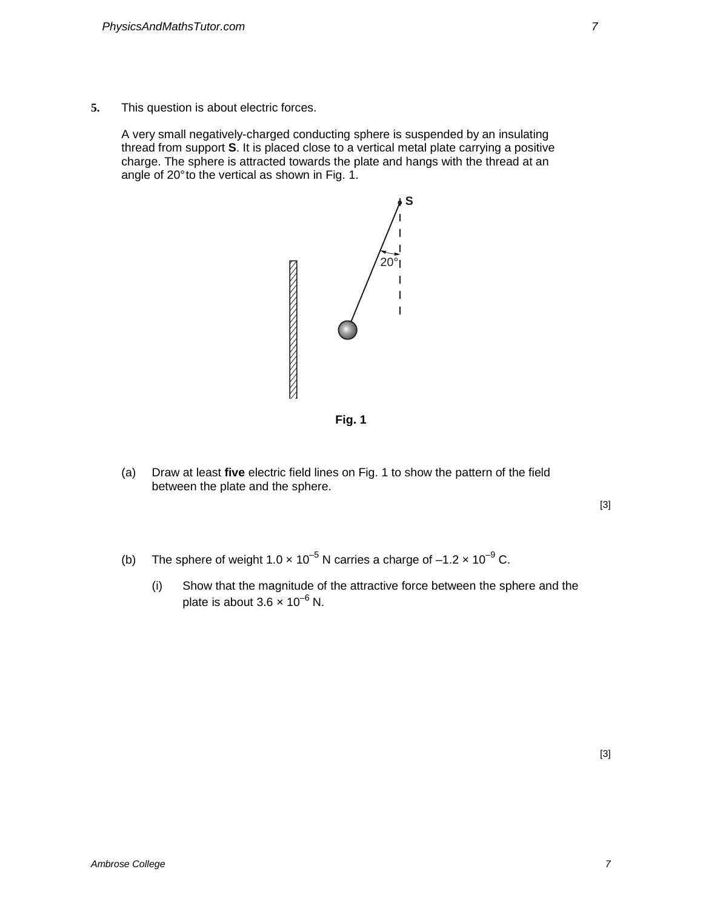5. This question is about electric forces.

A very small negatively-charged conducting sphere is suspended by an insulating thread from support **S**. It is placed close to a vertical metal plate carrying a positive charge. The sphere is attracted towards the plate and hangs with the thread at an angle of 20° to the vertical as shown in Fig. 1.

**Fig. 1**

(a) Draw at least **five** electric field lines on Fig. 1 to show the pattern of the field between the plate and the sphere.

[3]

(b) The sphere of weight $1.0 \times 10^{-5}$ N carries a charge of $-1.2 \times 10^{-9}$ C.

(i) Show that the magnitude of the attractive force between the sphere and the plate is about $3.6 \times 10^{-6}$ N.

[3]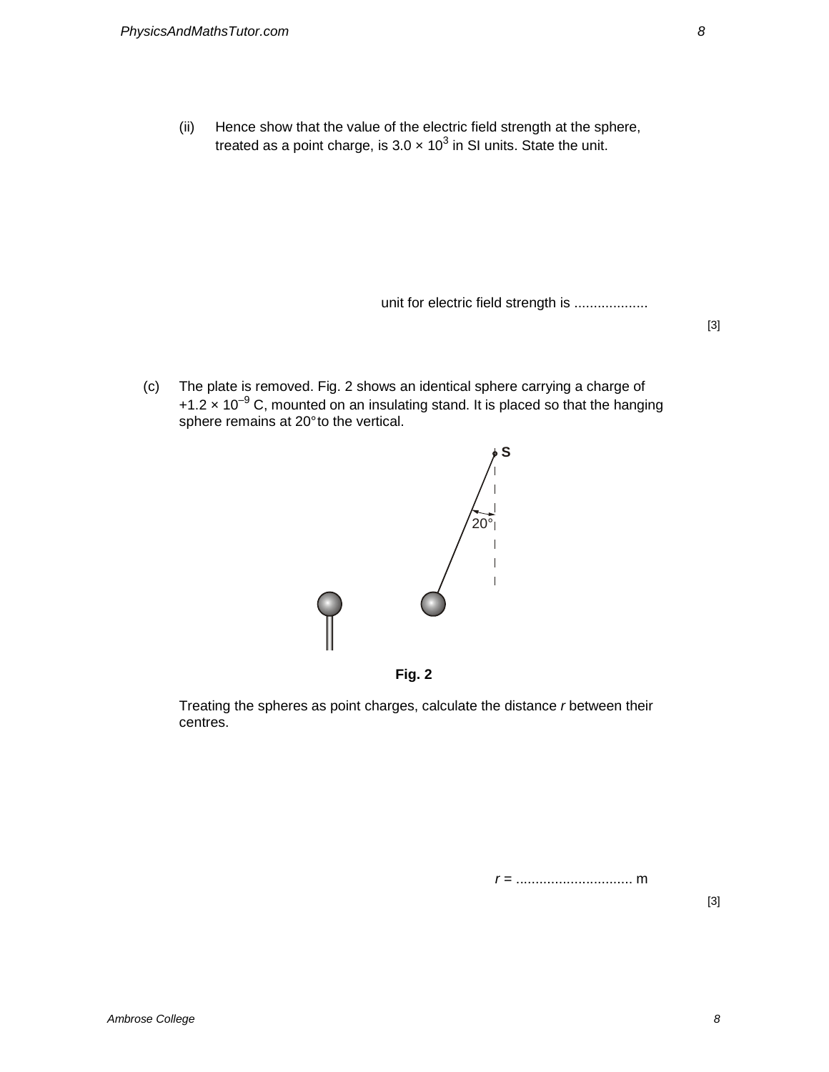(ii) Hence show that the value of the electric field strength at the sphere, treated as a point charge, is $3.0 \times 10^3$ in SI units. State the unit.

unit for electric field strength is ...................

[3]

(c) The plate is removed. Fig. 2 shows an identical sphere carrying a charge of $+1.2 \times 10^{-9}$ C, mounted on an insulating stand. It is placed so that the hanging sphere remains at 20° to the vertical.

**Fig. 2**

Treating the spheres as point charges, calculate the distance $r$ between their centres.

$r$ = .............................. m

[3]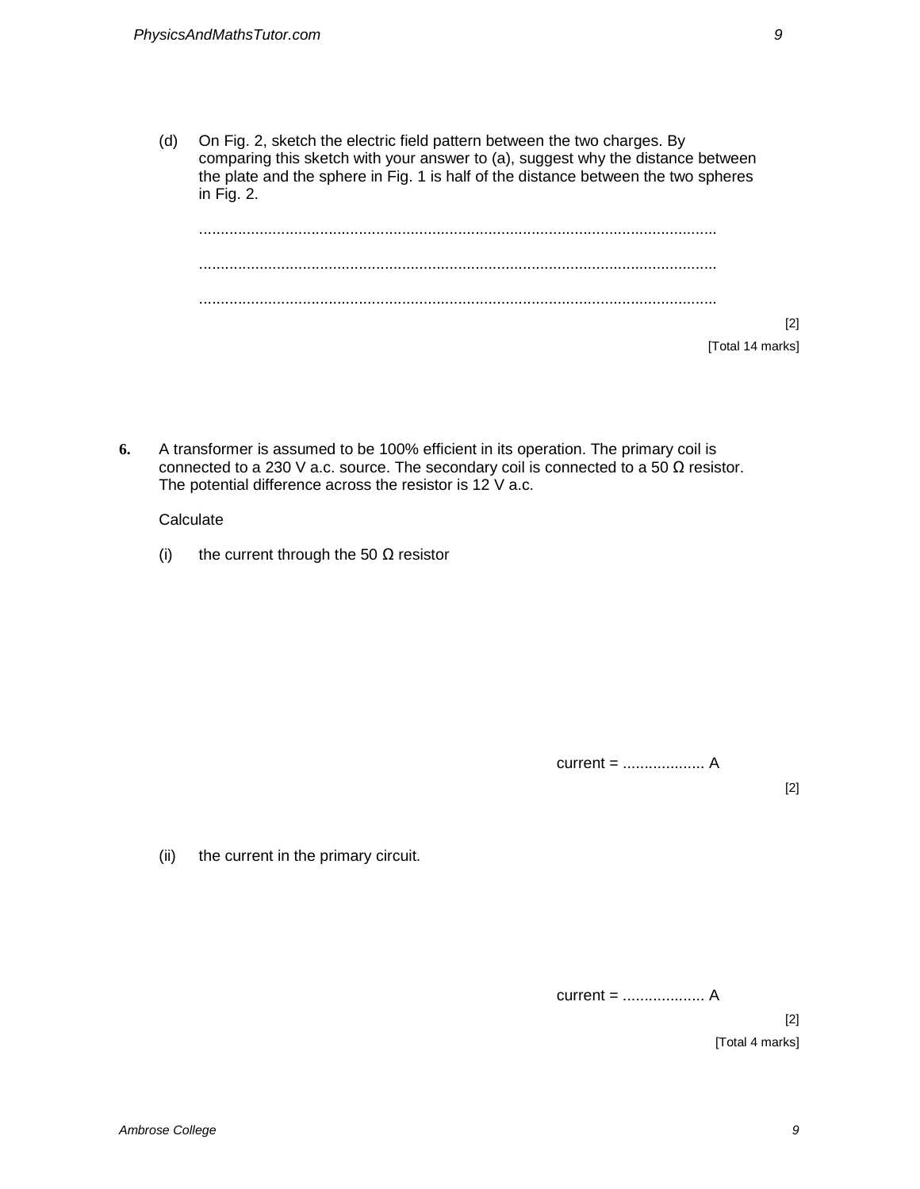(d) On Fig. 2, sketch the electric field pattern between the two charges. By comparing this sketch with your answer to (a), suggest why the distance between the plate and the sphere in Fig. 1 is half of the distance between the two spheres in Fig. 2.

..........................................................................................................................

..........................................................................................................................

..........................................................................................................................

[2]

[Total 14 marks]

**6.** A transformer is assumed to be 100% efficient in its operation. The primary coil is connected to a 230 V a.c. source. The secondary coil is connected to a 50 Ω resistor. The potential difference across the resistor is 12 V a.c.

Calculate

(i) the current through the 50 Ω resistor

current = ................... A

[2]

(ii) the current in the primary circuit.

current = ................... A

[2]

[Total 4 marks]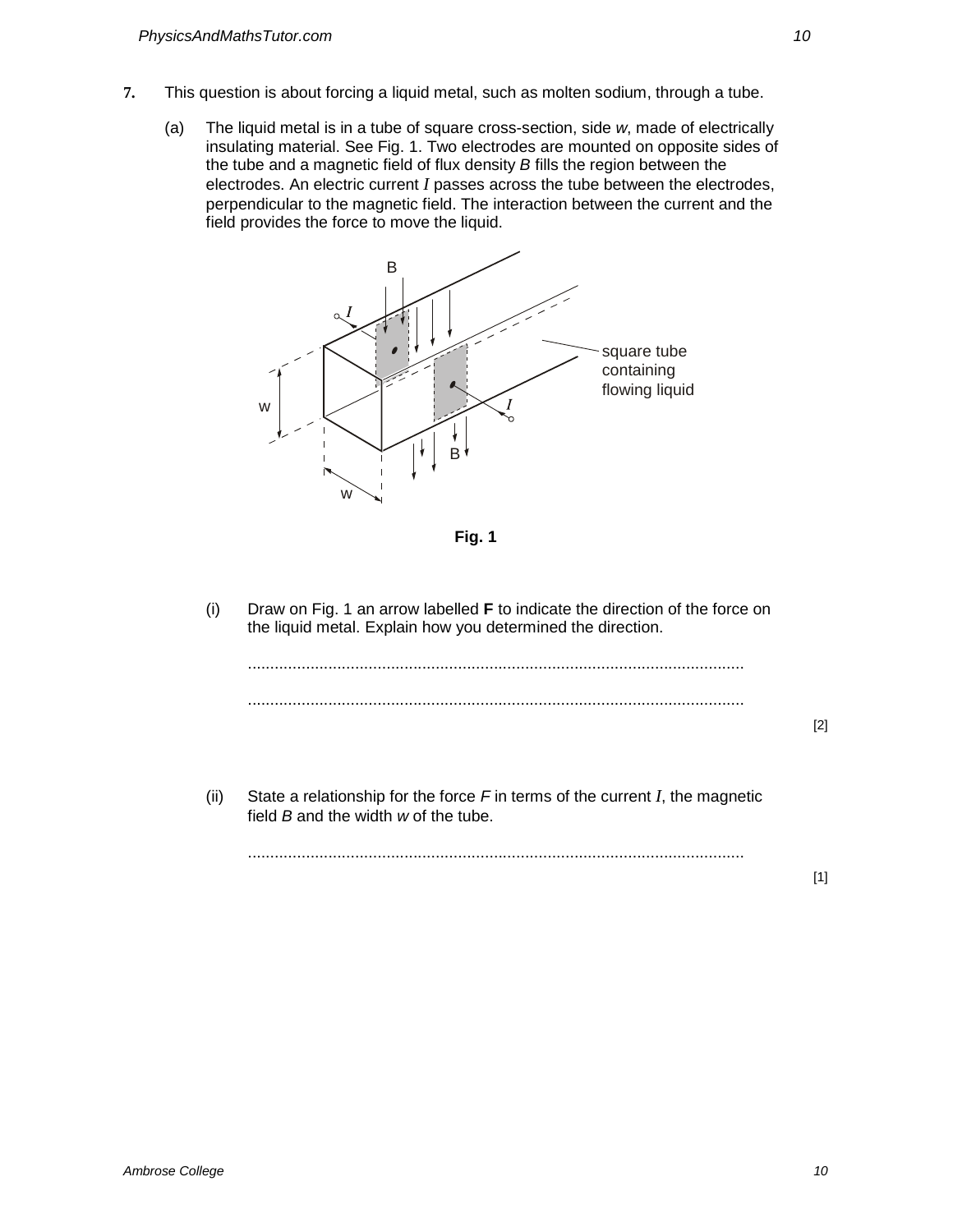**7.** This question is about forcing a liquid metal, such as molten sodium, through a tube.

(a) The liquid metal is in a tube of square cross-section, side $w$, made of electrically insulating material. See Fig. 1. Two electrodes are mounted on opposite sides of the tube and a magnetic field of flux density $B$ fills the region between the electrodes. An electric current $I$ passes across the tube between the electrodes, perpendicular to the magnetic field. The interaction between the current and the field provides the force to move the liquid.

**Fig. 1**

(i) Draw on Fig. 1 an arrow labelled **F** to indicate the direction of the force on the liquid metal. Explain how you determined the direction.

..............................................................................................................

..............................................................................................................

[2]

(ii) State a relationship for the force $F$ in terms of the current $I$, the magnetic field $B$ and the width $w$ of the tube.

..............................................................................................................

[1]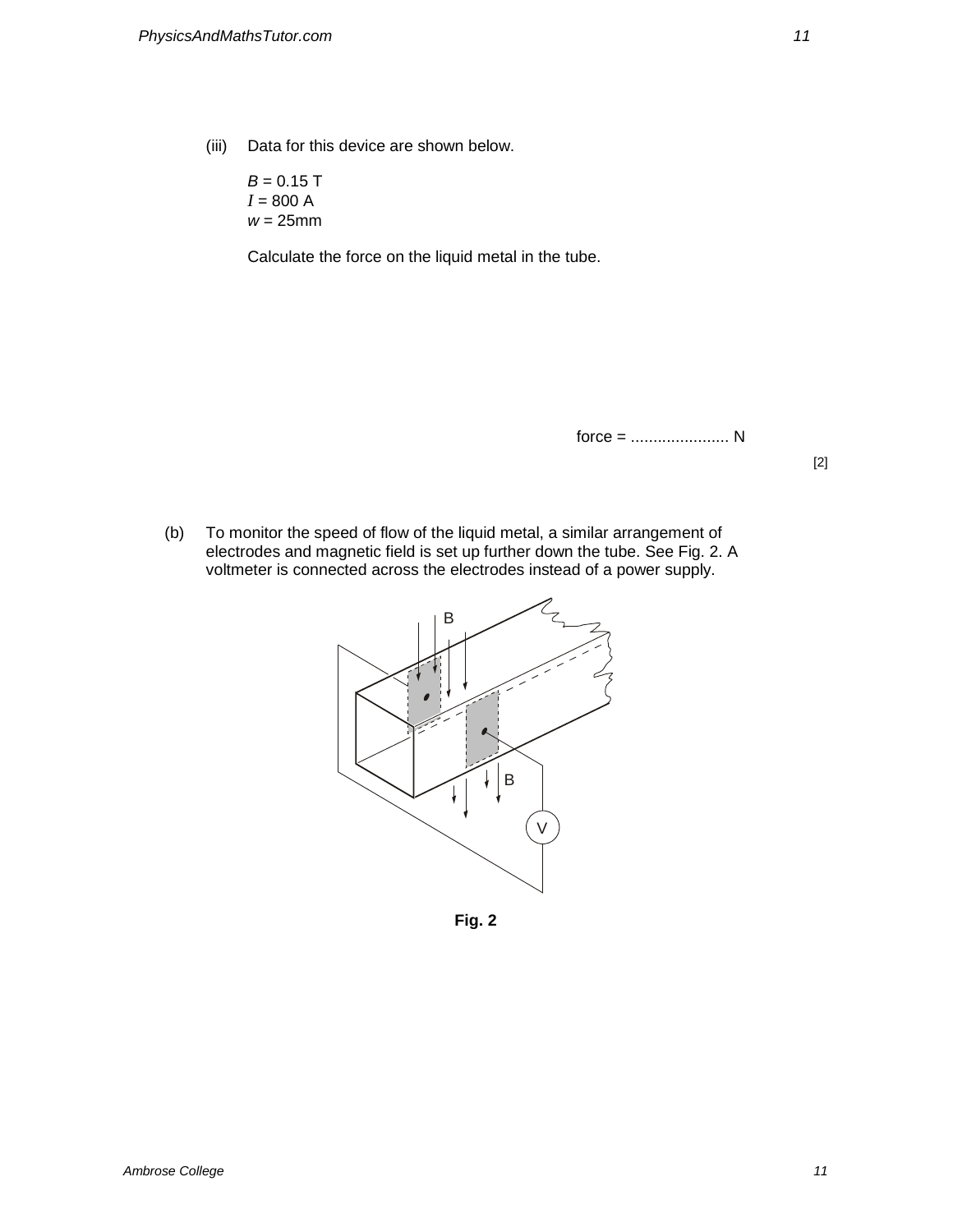(iii) Data for this device are shown below.

$B$ = 0.15 T
$I$ = 800 A
$w$ = 25mm

Calculate the force on the liquid metal in the tube.

force = ...................... N

[2]

(b) To monitor the speed of flow of the liquid metal, a similar arrangement of electrodes and magnetic field is set up further down the tube. See Fig. 2. A voltmeter is connected across the electrodes instead of a power supply.

**Fig. 2**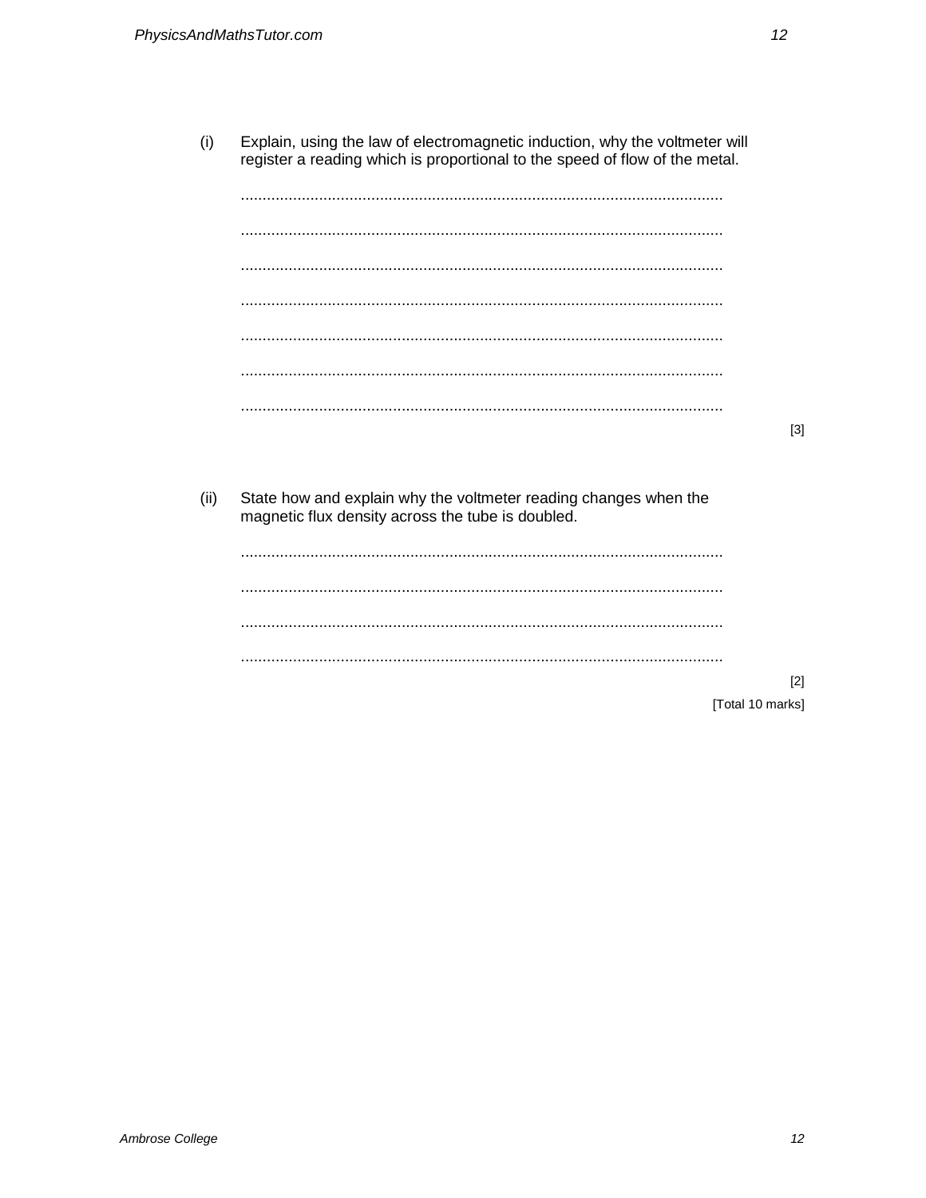(i) Explain, using the law of electromagnetic induction, why the voltmeter will register a reading which is proportional to the speed of flow of the metal.

...............................................................................................................

...............................................................................................................

...............................................................................................................

...............................................................................................................

...............................................................................................................

...............................................................................................................

...............................................................................................................

[3]

(ii) State how and explain why the voltmeter reading changes when the magnetic flux density across the tube is doubled.

...............................................................................................................

...............................................................................................................

...............................................................................................................

...............................................................................................................

[2]

[Total 10 marks]